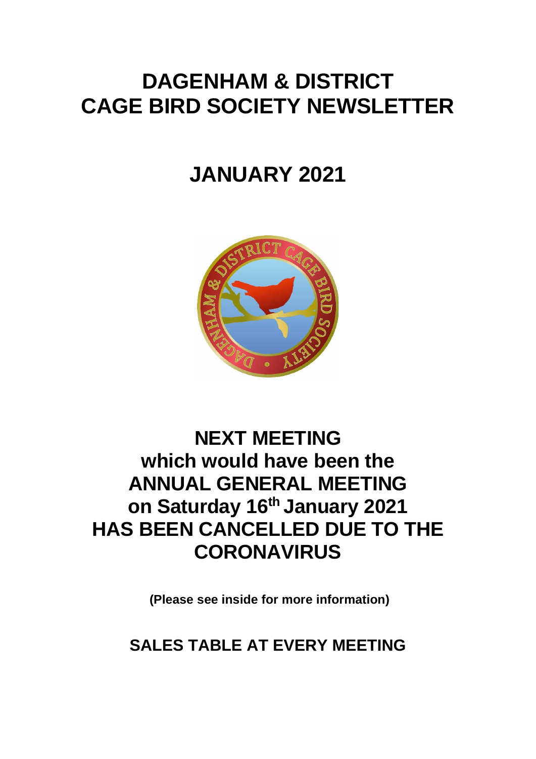# DAGENHAM & DISTRICT CAGE BIRD SOCIETY NEWSLETTER

## JANUARY 2021

## NEXT MEETING which would have been the ANNUAL GENERAL MEETING on Saturday 16th January 2021 HAS BEEN CANCELLED DUE TO THE CORONAVIRUS

**(Please see inside for more information)**

## SALES TABLE AT EVERY MEETING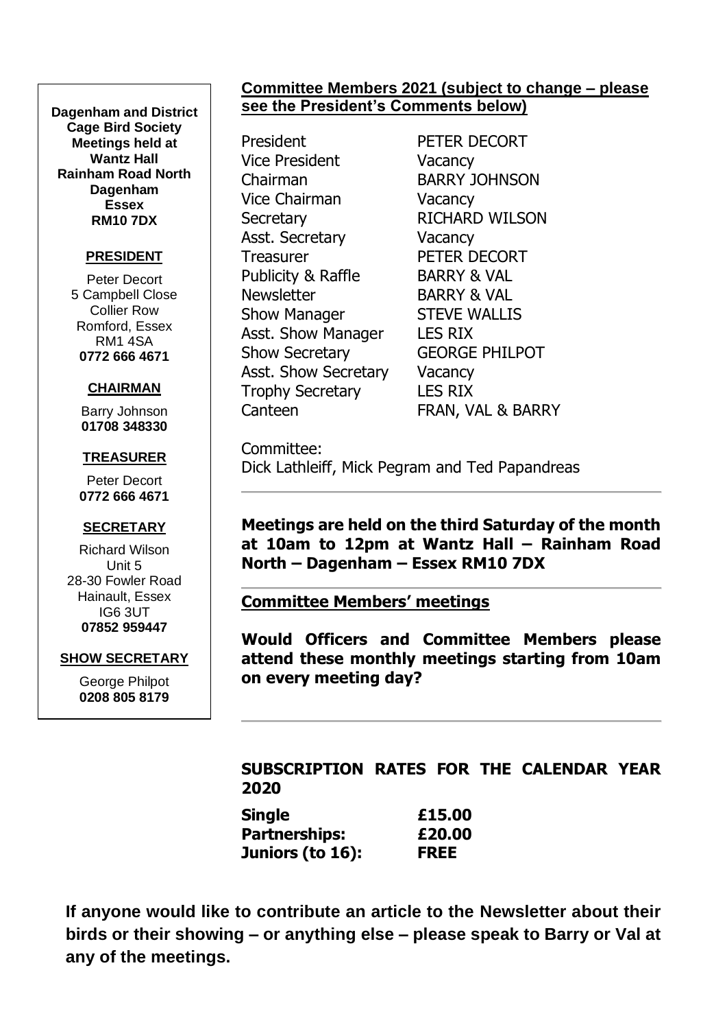**Dagenham and District Cage Bird Society**
**Meetings held at Wantz Hall**
**Rainham Road North**
**Dagenham**
**Essex**
**RM10 7DX**

**PRESIDENT**

Peter Decort
5 Campbell Close
Collier Row
Romford, Essex
RM1 4SA
**0772 666 4671**

**CHAIRMAN**

Barry Johnson
**01708 348330**

**TREASURER**

Peter Decort
**0772 666 4671**

**SECRETARY**

Richard Wilson
Unit 5
28-30 Fowler Road
Hainault, Essex
IG6 3UT
**07852 959447**

**SHOW SECRETARY**

George Philpot
**0208 805 8179**

**Committee Members 2021 (subject to change – please see the President's Comments below)**

| | |
|---|---|
| President | PETER DECORT |
| Vice President | Vacancy |
| Chairman | BARRY JOHNSON |
| Vice Chairman | Vacancy |
| Secretary | RICHARD WILSON |
| Asst. Secretary | Vacancy |
| Treasurer | PETER DECORT |
| Publicity & Raffle | BARRY & VAL |
| Newsletter | BARRY & VAL |
| Show Manager | STEVE WALLIS |
| Asst. Show Manager | LES RIX |
| Show Secretary | GEORGE PHILPOT |
| Asst. Show Secretary | Vacancy |
| Trophy Secretary | LES RIX |
| Canteen | FRAN, VAL & BARRY |

Committee:
Dick Lathleiff, Mick Pegram and Ted Papandreas

---

**Meetings are held on the third Saturday of the month at 10am to 12pm at Wantz Hall – Rainham Road North – Dagenham – Essex RM10 7DX**

---

**Committee Members' meetings**

**Would Officers and Committee Members please attend these monthly meetings starting from 10am on every meeting day?**

---

**SUBSCRIPTION RATES FOR THE CALENDAR YEAR 2020**

| | |
|---|---|
| **Single** | **£15.00** |
| **Partnerships:** | **£20.00** |
| **Juniors (to 16):** | **FREE** |

**If anyone would like to contribute an article to the Newsletter about their birds or their showing – or anything else – please speak to Barry or Val at any of the meetings.**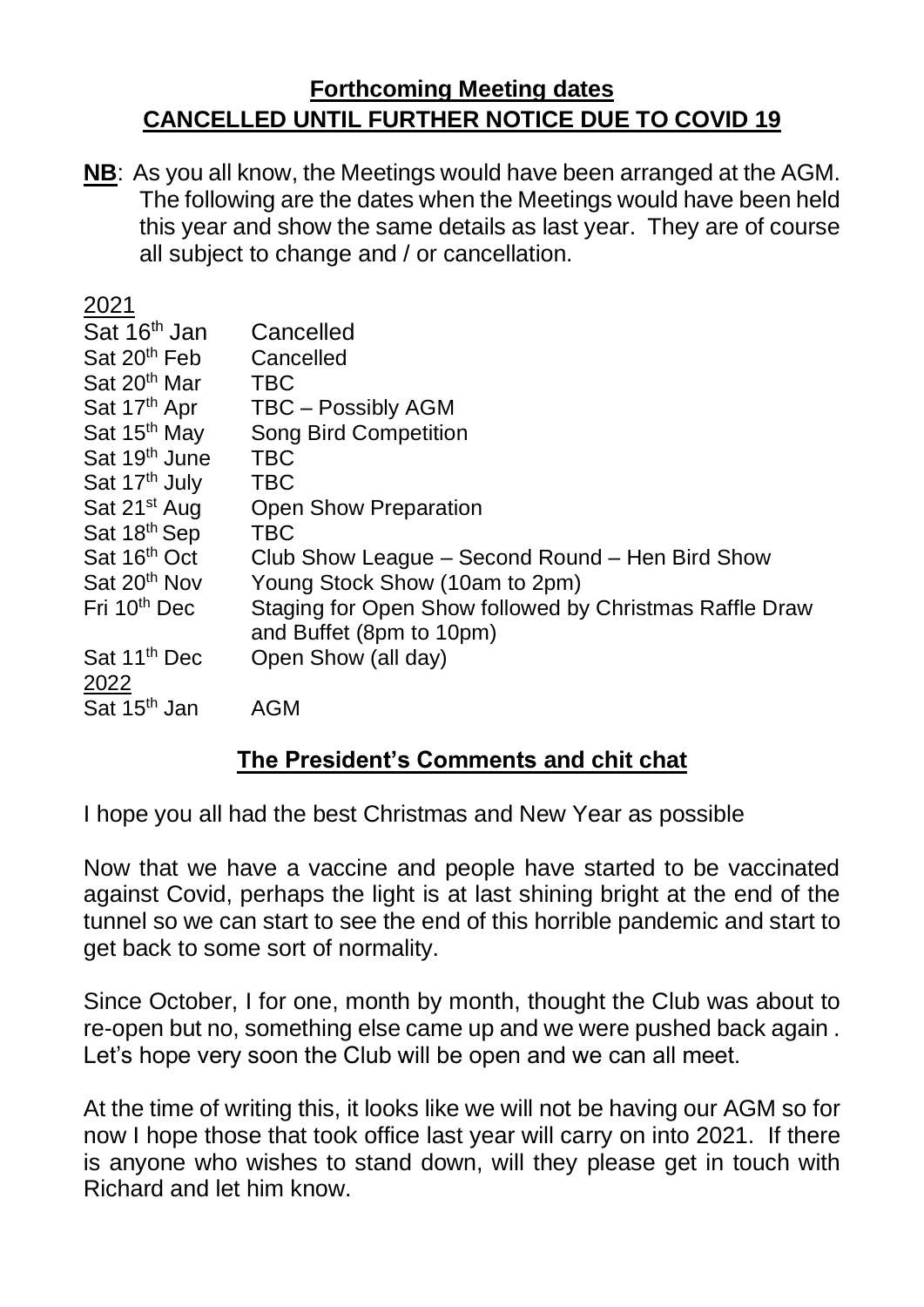## **Forthcoming Meeting dates**
## **CANCELLED UNTIL FURTHER NOTICE DUE TO COVID 19**

**NB**: As you all know, the Meetings would have been arranged at the AGM. The following are the dates when the Meetings would have been held this year and show the same details as last year. They are of course all subject to change and / or cancellation.

| 2021 | |
|---|---|
| Sat 16th Jan | Cancelled |
| Sat 20th Feb | Cancelled |
| Sat 20th Mar | TBC |
| Sat 17th Apr | TBC – Possibly AGM |
| Sat 15th May | Song Bird Competition |
| Sat 19th June | TBC |
| Sat 17th July | TBC |
| Sat 21st Aug | Open Show Preparation |
| Sat 18th Sep | TBC |
| Sat 16th Oct | Club Show League – Second Round – Hen Bird Show |
| Sat 20th Nov | Young Stock Show (10am to 2pm) |
| Fri 10th Dec | Staging for Open Show followed by Christmas Raffle Draw and Buffet (8pm to 10pm) |
| Sat 11th Dec | Open Show (all day) |
| 2022 | |
| Sat 15th Jan | AGM |

## **The President's Comments and chit chat**

I hope you all had the best Christmas and New Year as possible

Now that we have a vaccine and people have started to be vaccinated against Covid, perhaps the light is at last shining bright at the end of the tunnel so we can start to see the end of this horrible pandemic and start to get back to some sort of normality.

Since October, I for one, month by month, thought the Club was about to re-open but no, something else came up and we were pushed back again . Let's hope very soon the Club will be open and we can all meet.

At the time of writing this, it looks like we will not be having our AGM so for now I hope those that took office last year will carry on into 2021. If there is anyone who wishes to stand down, will they please get in touch with Richard and let him know.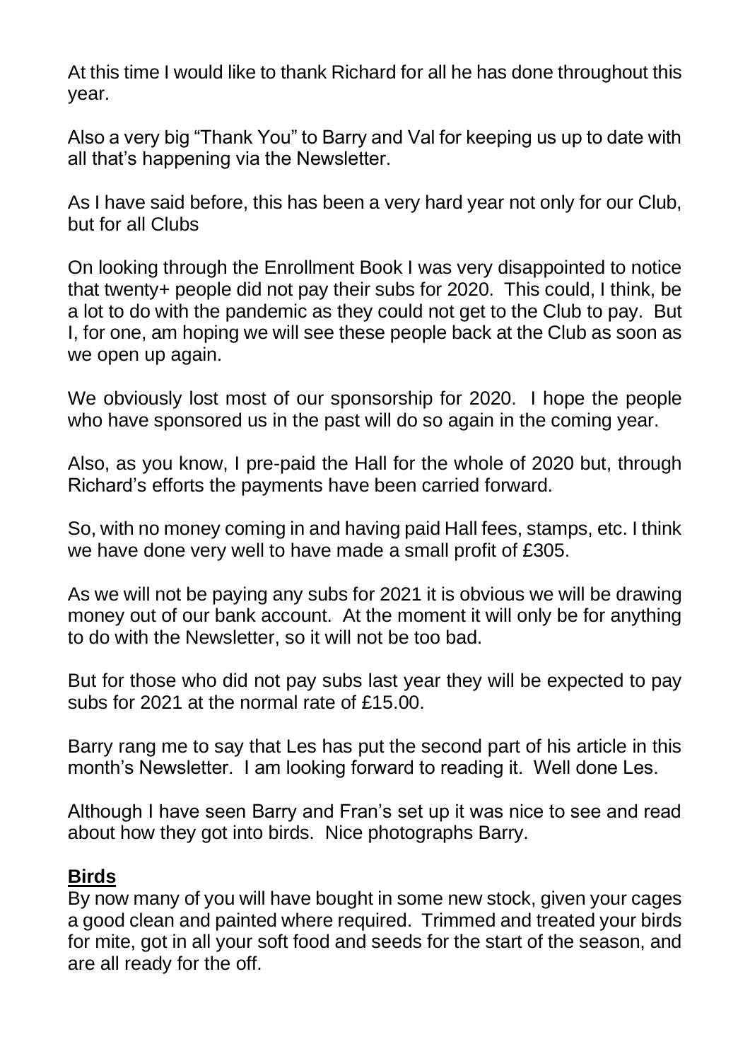At this time I would like to thank Richard for all he has done throughout this year.

Also a very big "Thank You" to Barry and Val for keeping us up to date with all that's happening via the Newsletter.

As I have said before, this has been a very hard year not only for our Club, but for all Clubs

On looking through the Enrollment Book I was very disappointed to notice that twenty+ people did not pay their subs for 2020. This could, I think, be a lot to do with the pandemic as they could not get to the Club to pay. But I, for one, am hoping we will see these people back at the Club as soon as we open up again.

We obviously lost most of our sponsorship for 2020. I hope the people who have sponsored us in the past will do so again in the coming year.

Also, as you know, I pre-paid the Hall for the whole of 2020 but, through Richard's efforts the payments have been carried forward.

So, with no money coming in and having paid Hall fees, stamps, etc. I think we have done very well to have made a small profit of £305.

As we will not be paying any subs for 2021 it is obvious we will be drawing money out of our bank account. At the moment it will only be for anything to do with the Newsletter, so it will not be too bad.

But for those who did not pay subs last year they will be expected to pay subs for 2021 at the normal rate of £15.00.

Barry rang me to say that Les has put the second part of his article in this month's Newsletter. I am looking forward to reading it. Well done Les.

Although I have seen Barry and Fran's set up it was nice to see and read about how they got into birds. Nice photographs Barry.

## Birds

By now many of you will have bought in some new stock, given your cages a good clean and painted where required. Trimmed and treated your birds for mite, got in all your soft food and seeds for the start of the season, and are all ready for the off.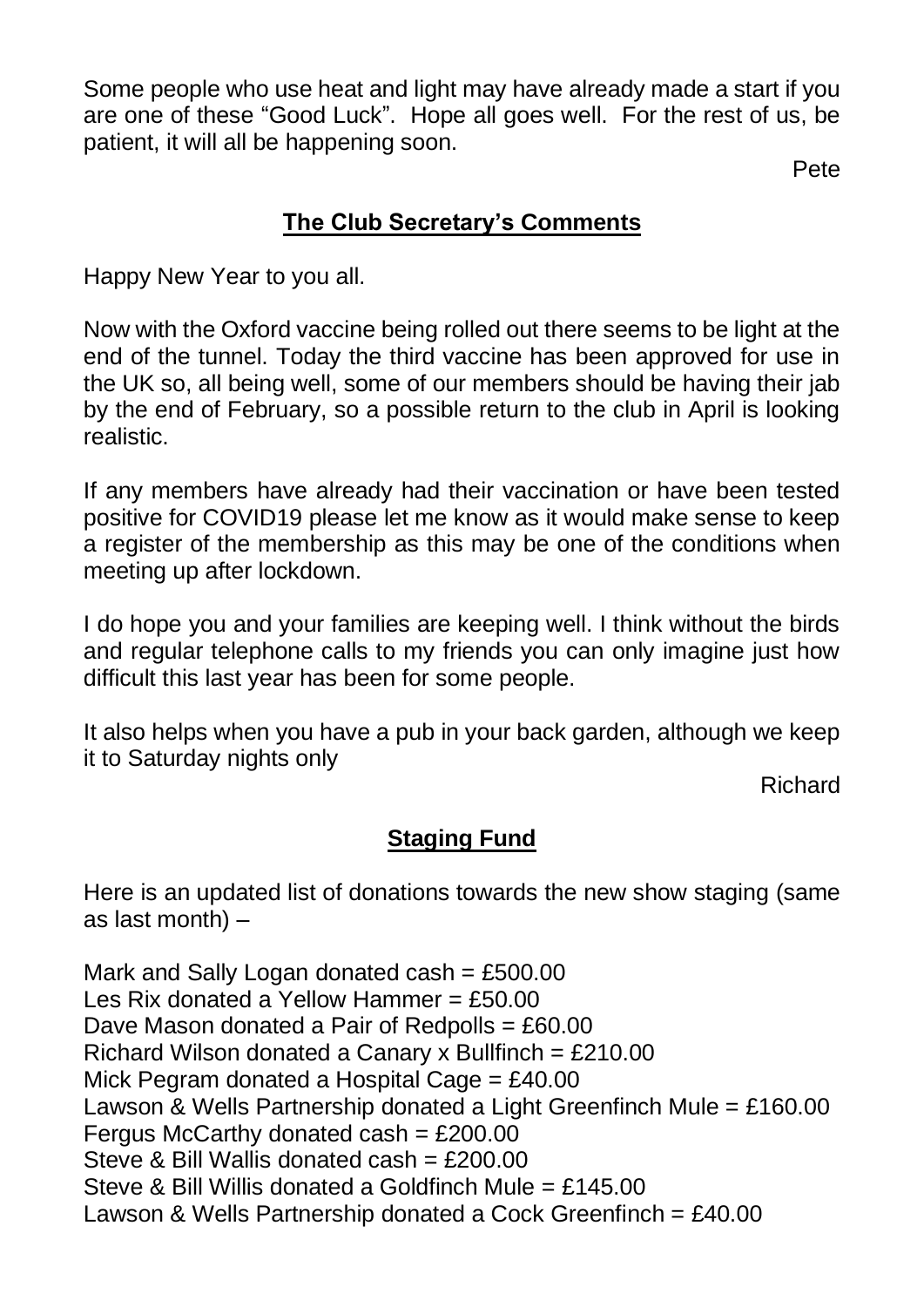Some people who use heat and light may have already made a start if you are one of these "Good Luck". Hope all goes well. For the rest of us, be patient, it will all be happening soon.

Pete

## The Club Secretary's Comments

Happy New Year to you all.

Now with the Oxford vaccine being rolled out there seems to be light at the end of the tunnel. Today the third vaccine has been approved for use in the UK so, all being well, some of our members should be having their jab by the end of February, so a possible return to the club in April is looking realistic.

If any members have already had their vaccination or have been tested positive for COVID19 please let me know as it would make sense to keep a register of the membership as this may be one of the conditions when meeting up after lockdown.

I do hope you and your families are keeping well. I think without the birds and regular telephone calls to my friends you can only imagine just how difficult this last year has been for some people.

It also helps when you have a pub in your back garden, although we keep it to Saturday nights only

Richard

## Staging Fund

Here is an updated list of donations towards the new show staging (same as last month) –

Mark and Sally Logan donated cash = £500.00
Les Rix donated a Yellow Hammer = £50.00
Dave Mason donated a Pair of Redpolls = £60.00
Richard Wilson donated a Canary x Bullfinch = £210.00
Mick Pegram donated a Hospital Cage = £40.00
Lawson & Wells Partnership donated a Light Greenfinch Mule = £160.00
Fergus McCarthy donated cash = £200.00
Steve & Bill Wallis donated cash = £200.00
Steve & Bill Willis donated a Goldfinch Mule = £145.00
Lawson & Wells Partnership donated a Cock Greenfinch = £40.00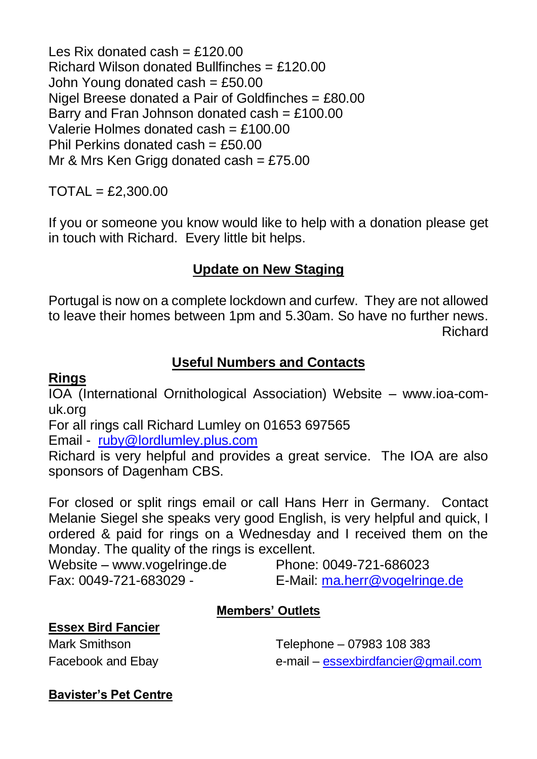Les Rix donated cash = £120.00
Richard Wilson donated Bullfinches = £120.00
John Young donated cash = £50.00
Nigel Breese donated a Pair of Goldfinches = £80.00
Barry and Fran Johnson donated cash = £100.00
Valerie Holmes donated cash = £100.00
Phil Perkins donated cash = £50.00
Mr & Mrs Ken Grigg donated cash = £75.00

TOTAL = £2,300.00

If you or someone you know would like to help with a donation please get in touch with Richard. Every little bit helps.

## Update on New Staging

Portugal is now on a complete lockdown and curfew. They are not allowed to leave their homes between 1pm and 5.30am. So have no further news.

Richard

## Useful Numbers and Contacts

**Rings**

IOA (International Ornithological Association) Website – www.ioa-com-uk.org

For all rings call Richard Lumley on 01653 697565

Email - ruby@lordlumley.plus.com

Richard is very helpful and provides a great service. The IOA are also sponsors of Dagenham CBS.

For closed or split rings email or call Hans Herr in Germany. Contact Melanie Siegel she speaks very good English, is very helpful and quick, I ordered & paid for rings on a Wednesday and I received them on the Monday. The quality of the rings is excellent.

Website – www.vogelringe.de
Phone: 0049-721-686023
Fax: 0049-721-683029 -
E-Mail: ma.herr@vogelringe.de

### Members' Outlets

**Essex Bird Fancier**

Mark Smithson
Telephone – 07983 108 383
Facebook and Ebay
e-mail – essexbirdfancier@gmail.com

**Bavister's Pet Centre**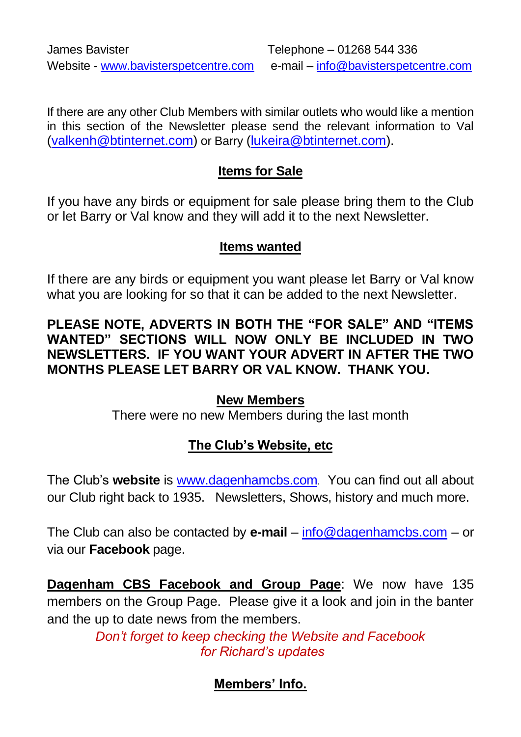James Bavister  Telephone – 01268 544 336
Website - www.bavisterspetcentre.com  e-mail – info@bavisterspetcentre.com

If there are any other Club Members with similar outlets who would like a mention in this section of the Newsletter please send the relevant information to Val (valkenh@btinternet.com) or Barry (lukeira@btinternet.com).

## Items for Sale

If you have any birds or equipment for sale please bring them to the Club or let Barry or Val know and they will add it to the next Newsletter.

## Items wanted

If there are any birds or equipment you want please let Barry or Val know what you are looking for so that it can be added to the next Newsletter.

**PLEASE NOTE, ADVERTS IN BOTH THE "FOR SALE" AND "ITEMS WANTED" SECTIONS WILL NOW ONLY BE INCLUDED IN TWO NEWSLETTERS. IF YOU WANT YOUR ADVERT IN AFTER THE TWO MONTHS PLEASE LET BARRY OR VAL KNOW. THANK YOU.**

## New Members

There were no new Members during the last month

## The Club's Website, etc

The Club's **website** is www.dagenhamcbs.com. You can find out all about our Club right back to 1935. Newsletters, Shows, history and much more.

The Club can also be contacted by **e-mail** – info@dagenhamcbs.com – or via our **Facebook** page.

**Dagenham CBS Facebook and Group Page**: We now have 135 members on the Group Page. Please give it a look and join in the banter and the up to date news from the members.

*Don't forget to keep checking the Website and Facebook for Richard's updates*

## Members' Info.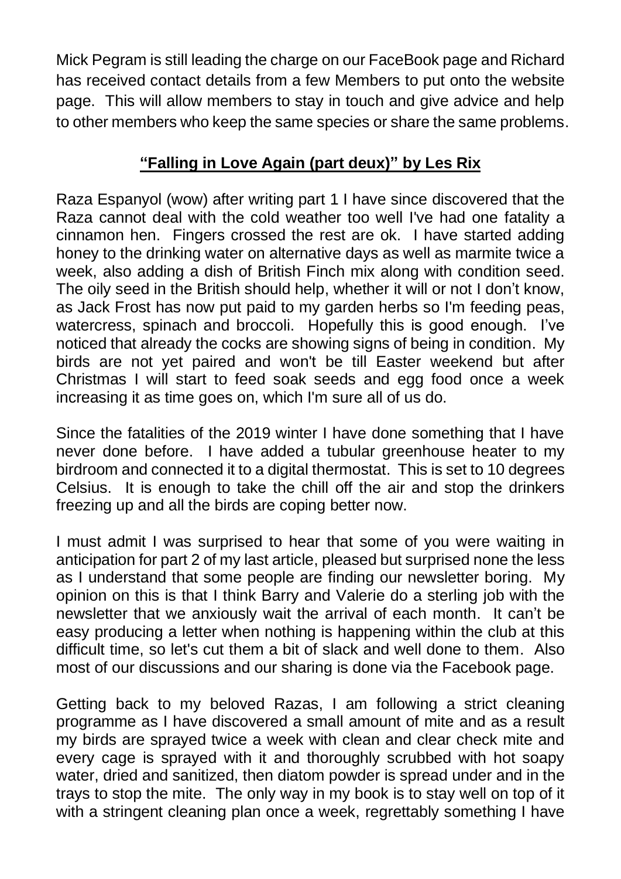Mick Pegram is still leading the charge on our FaceBook page and Richard has received contact details from a few Members to put onto the website page. This will allow members to stay in touch and give advice and help to other members who keep the same species or share the same problems.

## **"Falling in Love Again (part deux)" by Les Rix**

Raza Espanyol (wow) after writing part 1 I have since discovered that the Raza cannot deal with the cold weather too well I've had one fatality a cinnamon hen. Fingers crossed the rest are ok. I have started adding honey to the drinking water on alternative days as well as marmite twice a week, also adding a dish of British Finch mix along with condition seed. The oily seed in the British should help, whether it will or not I don't know, as Jack Frost has now put paid to my garden herbs so I'm feeding peas, watercress, spinach and broccoli. Hopefully this is good enough. I've noticed that already the cocks are showing signs of being in condition. My birds are not yet paired and won't be till Easter weekend but after Christmas I will start to feed soak seeds and egg food once a week increasing it as time goes on, which I'm sure all of us do.

Since the fatalities of the 2019 winter I have done something that I have never done before. I have added a tubular greenhouse heater to my birdroom and connected it to a digital thermostat. This is set to 10 degrees Celsius. It is enough to take the chill off the air and stop the drinkers freezing up and all the birds are coping better now.

I must admit I was surprised to hear that some of you were waiting in anticipation for part 2 of my last article, pleased but surprised none the less as I understand that some people are finding our newsletter boring. My opinion on this is that I think Barry and Valerie do a sterling job with the newsletter that we anxiously wait the arrival of each month. It can't be easy producing a letter when nothing is happening within the club at this difficult time, so let's cut them a bit of slack and well done to them. Also most of our discussions and our sharing is done via the Facebook page.

Getting back to my beloved Razas, I am following a strict cleaning programme as I have discovered a small amount of mite and as a result my birds are sprayed twice a week with clean and clear check mite and every cage is sprayed with it and thoroughly scrubbed with hot soapy water, dried and sanitized, then diatom powder is spread under and in the trays to stop the mite. The only way in my book is to stay well on top of it with a stringent cleaning plan once a week, regrettably something I have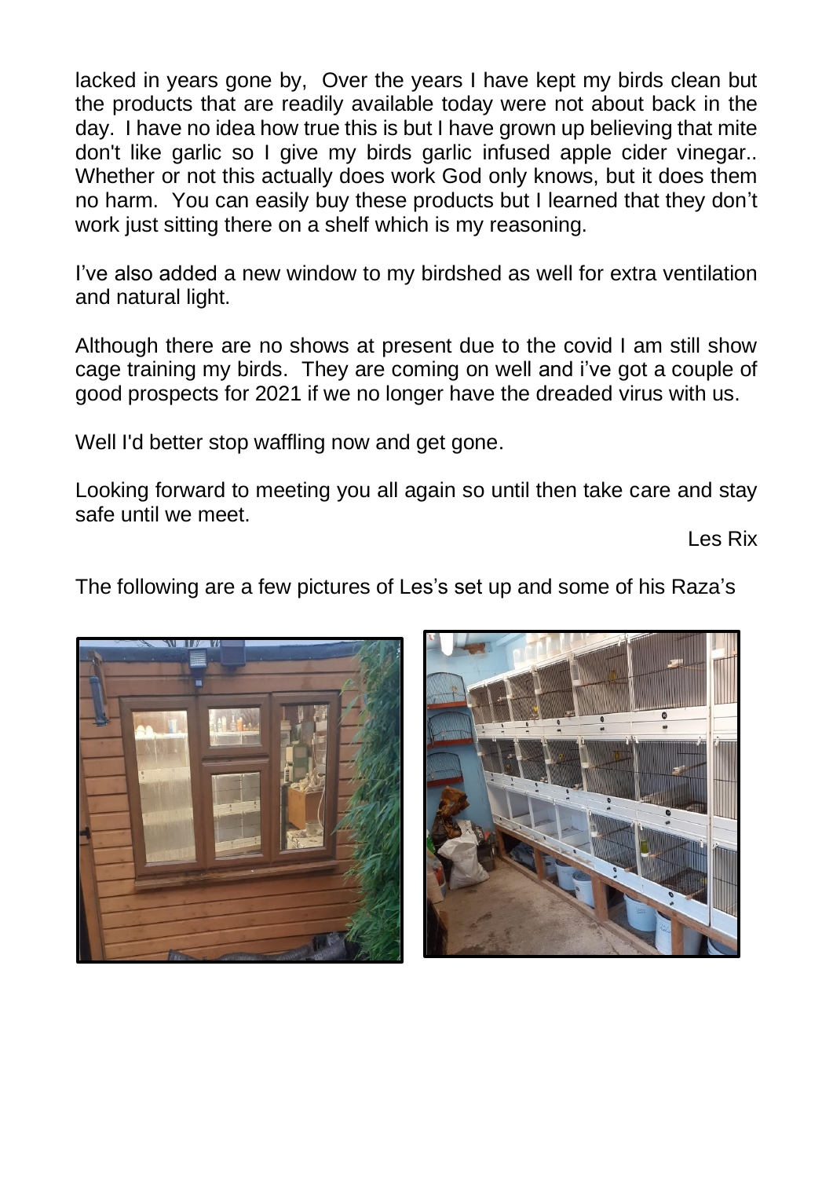lacked in years gone by, Over the years I have kept my birds clean but the products that are readily available today were not about back in the day. I have no idea how true this is but I have grown up believing that mite don't like garlic so I give my birds garlic infused apple cider vinegar.. Whether or not this actually does work God only knows, but it does them no harm. You can easily buy these products but I learned that they don't work just sitting there on a shelf which is my reasoning.

I've also added a new window to my birdshed as well for extra ventilation and natural light.

Although there are no shows at present due to the covid I am still show cage training my birds. They are coming on well and i've got a couple of good prospects for 2021 if we no longer have the dreaded virus with us.

Well I'd better stop waffling now and get gone.

Looking forward to meeting you all again so until then take care and stay safe until we meet.

Les Rix

The following are a few pictures of Les's set up and some of his Raza's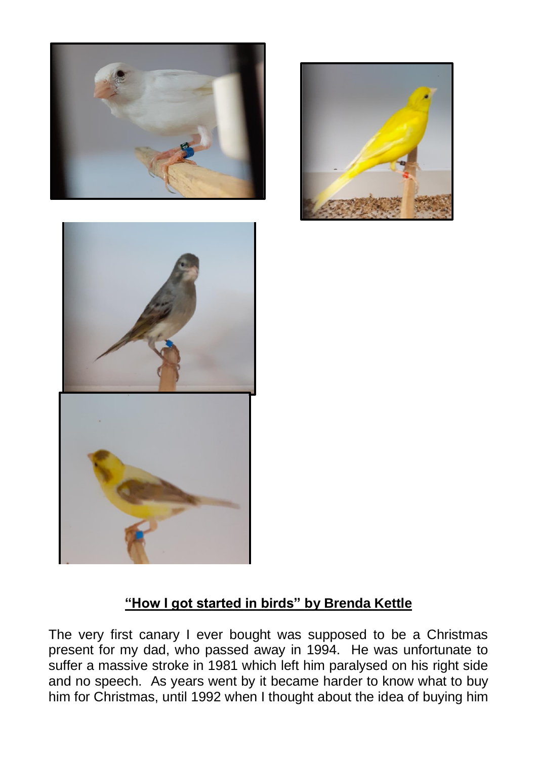## "How I got started in birds" by Brenda Kettle

The very first canary I ever bought was supposed to be a Christmas present for my dad, who passed away in 1994. He was unfortunate to suffer a massive stroke in 1981 which left him paralysed on his right side and no speech. As years went by it became harder to know what to buy him for Christmas, until 1992 when I thought about the idea of buying him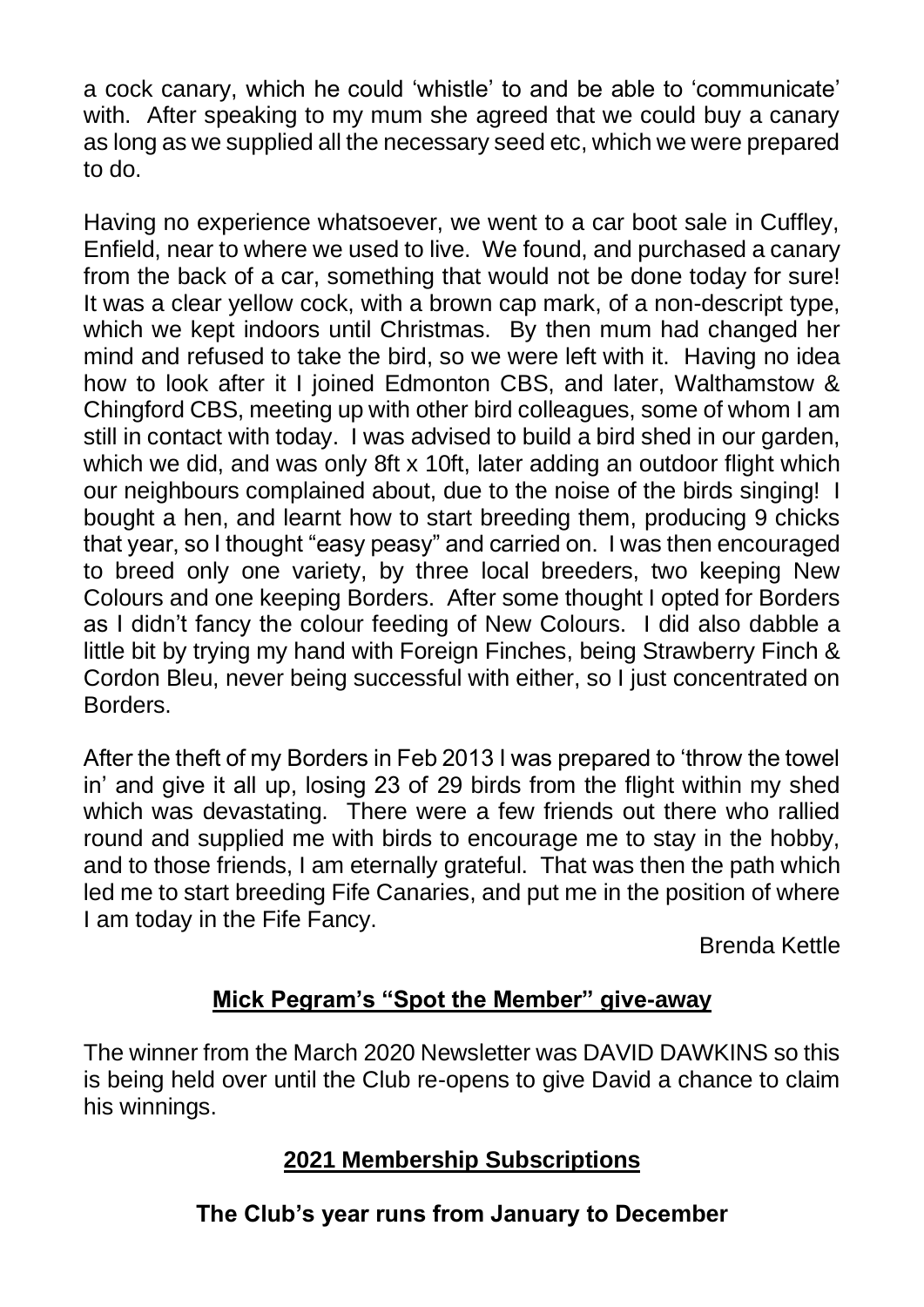a cock canary, which he could 'whistle' to and be able to 'communicate' with. After speaking to my mum she agreed that we could buy a canary as long as we supplied all the necessary seed etc, which we were prepared to do.

Having no experience whatsoever, we went to a car boot sale in Cuffley, Enfield, near to where we used to live. We found, and purchased a canary from the back of a car, something that would not be done today for sure! It was a clear yellow cock, with a brown cap mark, of a non-descript type, which we kept indoors until Christmas. By then mum had changed her mind and refused to take the bird, so we were left with it. Having no idea how to look after it I joined Edmonton CBS, and later, Walthamstow & Chingford CBS, meeting up with other bird colleagues, some of whom I am still in contact with today. I was advised to build a bird shed in our garden, which we did, and was only 8ft x 10ft, later adding an outdoor flight which our neighbours complained about, due to the noise of the birds singing! I bought a hen, and learnt how to start breeding them, producing 9 chicks that year, so I thought "easy peasy" and carried on. I was then encouraged to breed only one variety, by three local breeders, two keeping New Colours and one keeping Borders. After some thought I opted for Borders as I didn't fancy the colour feeding of New Colours. I did also dabble a little bit by trying my hand with Foreign Finches, being Strawberry Finch & Cordon Bleu, never being successful with either, so I just concentrated on Borders.

After the theft of my Borders in Feb 2013 I was prepared to 'throw the towel in' and give it all up, losing 23 of 29 birds from the flight within my shed which was devastating. There were a few friends out there who rallied round and supplied me with birds to encourage me to stay in the hobby, and to those friends, I am eternally grateful. That was then the path which led me to start breeding Fife Canaries, and put me in the position of where I am today in the Fife Fancy.

Brenda Kettle

## Mick Pegram's "Spot the Member" give-away

The winner from the March 2020 Newsletter was DAVID DAWKINS so this is being held over until the Club re-opens to give David a chance to claim his winnings.

## 2021 Membership Subscriptions

**The Club's year runs from January to December**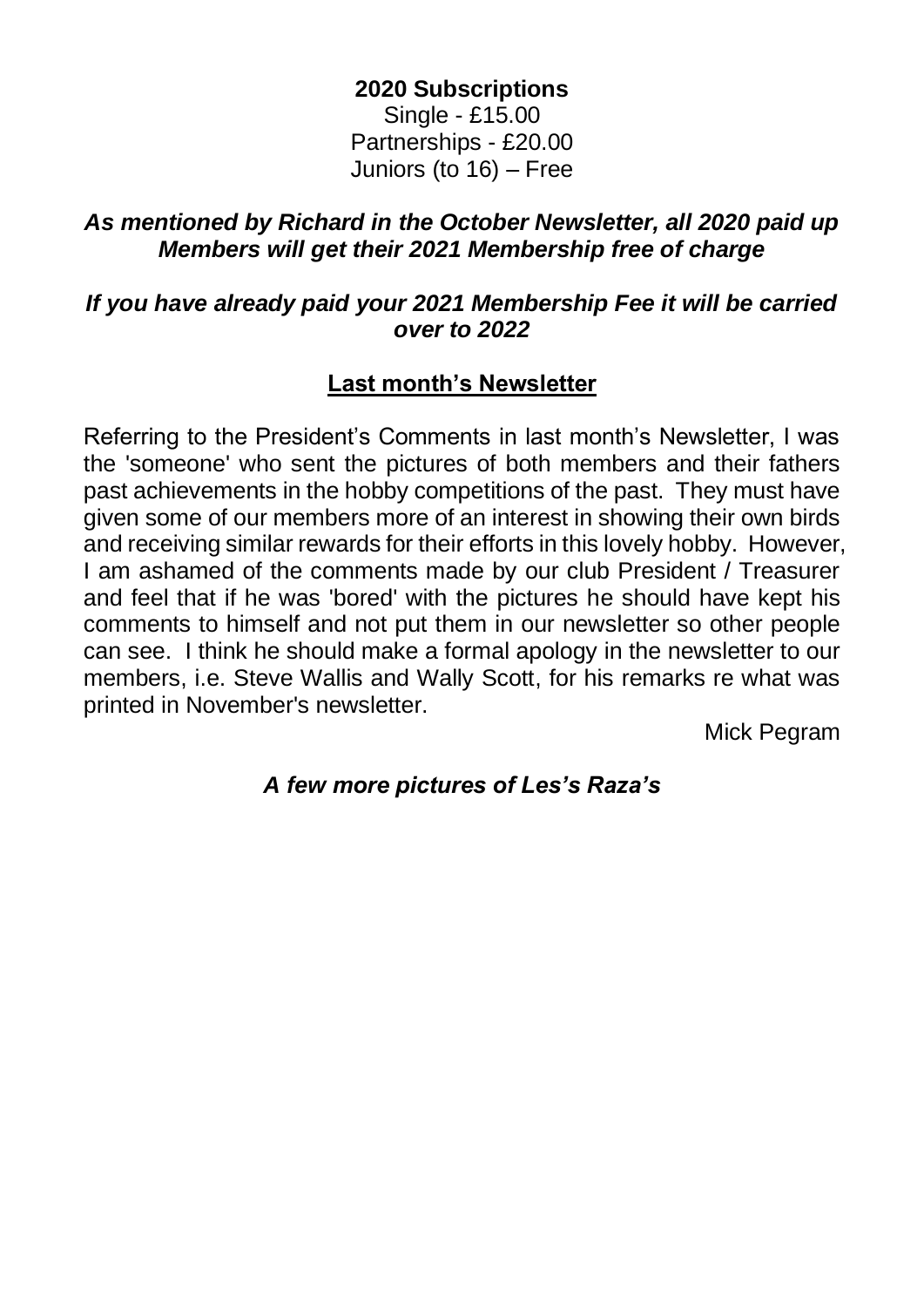**2020 Subscriptions**

Single - £15.00

Partnerships - £20.00

Juniors (to 16) – Free

***As mentioned by Richard in the October Newsletter, all 2020 paid up Members will get their 2021 Membership free of charge***

***If you have already paid your 2021 Membership Fee it will be carried over to 2022***

**Last month's Newsletter**

Referring to the President's Comments in last month's Newsletter, I was the 'someone' who sent the pictures of both members and their fathers past achievements in the hobby competitions of the past. They must have given some of our members more of an interest in showing their own birds and receiving similar rewards for their efforts in this lovely hobby. However, I am ashamed of the comments made by our club President / Treasurer and feel that if he was 'bored' with the pictures he should have kept his comments to himself and not put them in our newsletter so other people can see. I think he should make a formal apology in the newsletter to our members, i.e. Steve Wallis and Wally Scott, for his remarks re what was printed in November's newsletter.

Mick Pegram

***A few more pictures of Les's Raza's***